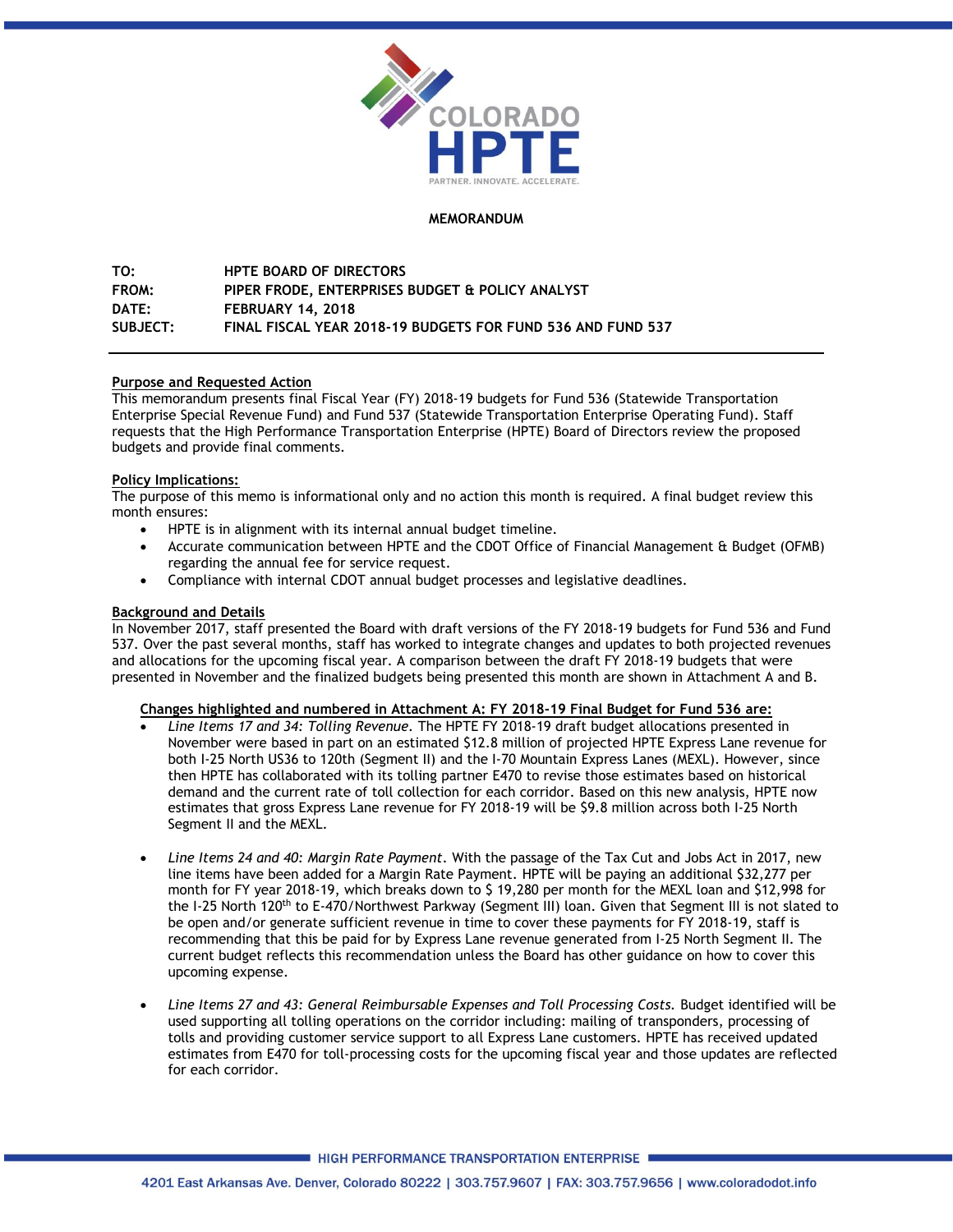# MEMORANDUM

**TO:** HPTE BOARD OF DIRECTORS
**FROM:** PIPER FRODE, ENTERPRISES BUDGET & POLICY ANALYST
**DATE:** FEBRUARY 14, 2018
**SUBJECT:** FINAL FISCAL YEAR 2018-19 BUDGETS FOR FUND 536 AND FUND 537

---

## Purpose and Requested Action

This memorandum presents final Fiscal Year (FY) 2018-19 budgets for Fund 536 (Statewide Transportation Enterprise Special Revenue Fund) and Fund 537 (Statewide Transportation Enterprise Operating Fund). Staff requests that the High Performance Transportation Enterprise (HPTE) Board of Directors review the proposed budgets and provide final comments.

## Policy Implications:

The purpose of this memo is informational only and no action this month is required. A final budget review this month ensures:

- HPTE is in alignment with its internal annual budget timeline.
- Accurate communication between HPTE and the CDOT Office of Financial Management & Budget (OFMB) regarding the annual fee for service request.
- Compliance with internal CDOT annual budget processes and legislative deadlines.

## Background and Details

In November 2017, staff presented the Board with draft versions of the FY 2018-19 budgets for Fund 536 and Fund 537. Over the past several months, staff has worked to integrate changes and updates to both projected revenues and allocations for the upcoming fiscal year. A comparison between the draft FY 2018-19 budgets that were presented in November and the finalized budgets being presented this month are shown in Attachment A and B.

### Changes highlighted and numbered in Attachment A: FY 2018-19 Final Budget for Fund 536 are:

- *Line Items 17 and 34: Tolling Revenue*. The HPTE FY 2018-19 draft budget allocations presented in November were based in part on an estimated $12.8 million of projected HPTE Express Lane revenue for both I-25 North US36 to 120th (Segment II) and the I-70 Mountain Express Lanes (MEXL). However, since then HPTE has collaborated with its tolling partner E470 to revise those estimates based on historical demand and the current rate of toll collection for each corridor. Based on this new analysis, HPTE now estimates that gross Express Lane revenue for FY 2018-19 will be $9.8 million across both I-25 North Segment II and the MEXL.

- *Line Items 24 and 40: Margin Rate Payment*. With the passage of the Tax Cut and Jobs Act in 2017, new line items have been added for a Margin Rate Payment. HPTE will be paying an additional $32,277 per month for FY year 2018-19, which breaks down to $ 19,280 per month for the MEXL loan and $12,998 for the I-25 North 120th to E-470/Northwest Parkway (Segment III) loan. Given that Segment III is not slated to be open and/or generate sufficient revenue in time to cover these payments for FY 2018-19, staff is recommending that this be paid for by Express Lane revenue generated from I-25 North Segment II. The current budget reflects this recommendation unless the Board has other guidance on how to cover this upcoming expense.

- *Line Items 27 and 43: General Reimbursable Expenses and Toll Processing Costs.* Budget identified will be used supporting all tolling operations on the corridor including: mailing of transponders, processing of tolls and providing customer service support to all Express Lane customers. HPTE has received updated estimates from E470 for toll-processing costs for the upcoming fiscal year and those updates are reflected for each corridor.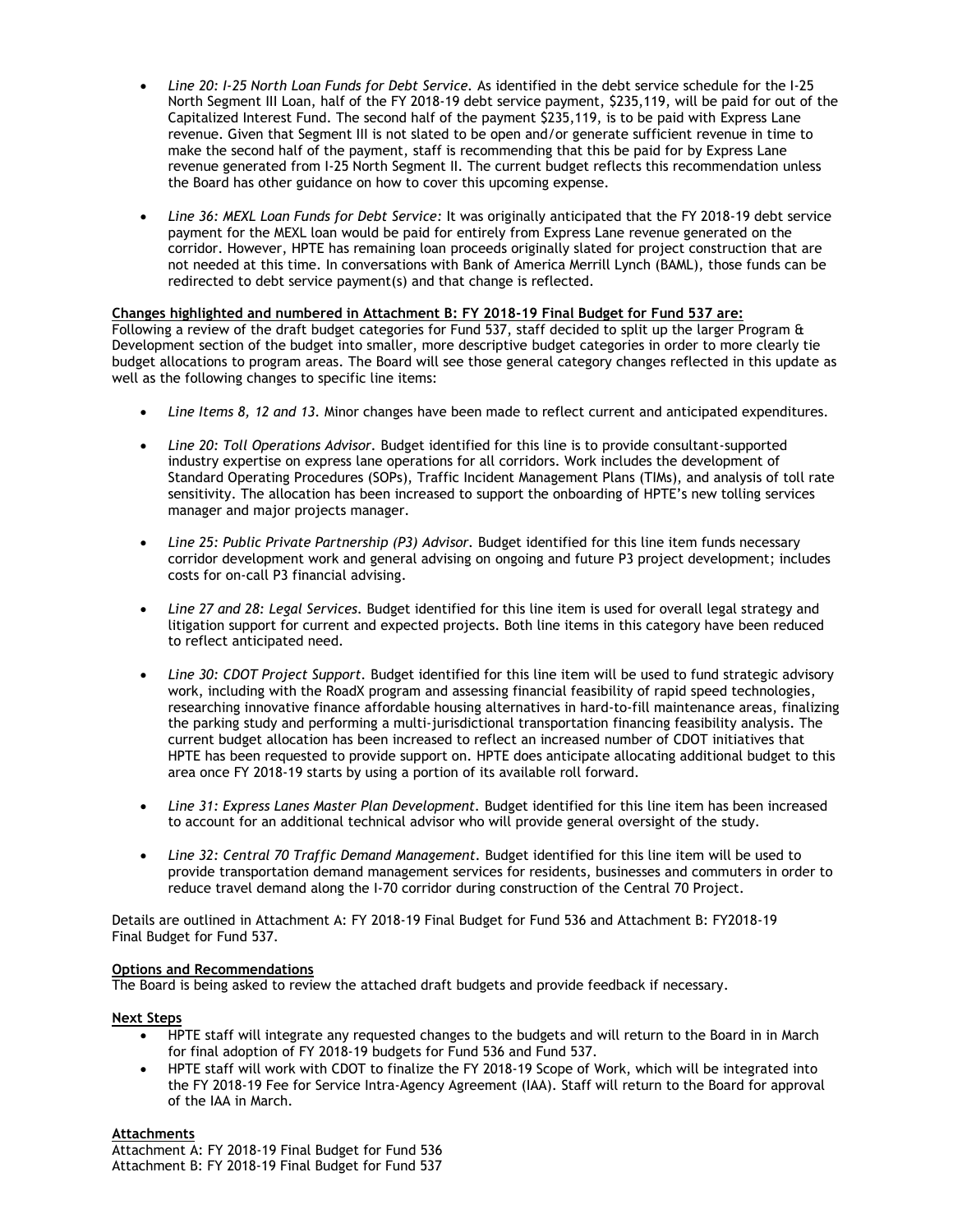- *Line 20: I-25 North Loan Funds for Debt Service.* As identified in the debt service schedule for the I-25 North Segment III Loan, half of the FY 2018-19 debt service payment, $235,119, will be paid for out of the Capitalized Interest Fund. The second half of the payment $235,119, is to be paid with Express Lane revenue. Given that Segment III is not slated to be open and/or generate sufficient revenue in time to make the second half of the payment, staff is recommending that this be paid for by Express Lane revenue generated from I-25 North Segment II. The current budget reflects this recommendation unless the Board has other guidance on how to cover this upcoming expense.

- *Line 36: MEXL Loan Funds for Debt Service:* It was originally anticipated that the FY 2018-19 debt service payment for the MEXL loan would be paid for entirely from Express Lane revenue generated on the corridor. However, HPTE has remaining loan proceeds originally slated for project construction that are not needed at this time. In conversations with Bank of America Merrill Lynch (BAML), those funds can be redirected to debt service payment(s) and that change is reflected.

**Changes highlighted and numbered in Attachment B: FY 2018-19 Final Budget for Fund 537 are:**
Following a review of the draft budget categories for Fund 537, staff decided to split up the larger Program & Development section of the budget into smaller, more descriptive budget categories in order to more clearly tie budget allocations to program areas. The Board will see those general category changes reflected in this update as well as the following changes to specific line items:

- *Line Items 8, 12 and 13.* Minor changes have been made to reflect current and anticipated expenditures.

- *Line 20: Toll Operations Advisor.* Budget identified for this line is to provide consultant-supported industry expertise on express lane operations for all corridors. Work includes the development of Standard Operating Procedures (SOPs), Traffic Incident Management Plans (TIMs), and analysis of toll rate sensitivity. The allocation has been increased to support the onboarding of HPTE's new tolling services manager and major projects manager.

- *Line 25: Public Private Partnership (P3) Advisor.* Budget identified for this line item funds necessary corridor development work and general advising on ongoing and future P3 project development; includes costs for on-call P3 financial advising.

- *Line 27 and 28: Legal Services.* Budget identified for this line item is used for overall legal strategy and litigation support for current and expected projects. Both line items in this category have been reduced to reflect anticipated need.

- *Line 30: CDOT Project Support.* Budget identified for this line item will be used to fund strategic advisory work, including with the RoadX program and assessing financial feasibility of rapid speed technologies, researching innovative finance affordable housing alternatives in hard-to-fill maintenance areas, finalizing the parking study and performing a multi-jurisdictional transportation financing feasibility analysis. The current budget allocation has been increased to reflect an increased number of CDOT initiatives that HPTE has been requested to provide support on. HPTE does anticipate allocating additional budget to this area once FY 2018-19 starts by using a portion of its available roll forward.

- *Line 31: Express Lanes Master Plan Development.* Budget identified for this line item has been increased to account for an additional technical advisor who will provide general oversight of the study.

- *Line 32: Central 70 Traffic Demand Management.* Budget identified for this line item will be used to provide transportation demand management services for residents, businesses and commuters in order to reduce travel demand along the I-70 corridor during construction of the Central 70 Project.

Details are outlined in Attachment A: FY 2018-19 Final Budget for Fund 536 and Attachment B: FY2018-19 Final Budget for Fund 537.

**Options and Recommendations**
The Board is being asked to review the attached draft budgets and provide feedback if necessary.

**Next Steps**

- HPTE staff will integrate any requested changes to the budgets and will return to the Board in in March for final adoption of FY 2018-19 budgets for Fund 536 and Fund 537.
- HPTE staff will work with CDOT to finalize the FY 2018-19 Scope of Work, which will be integrated into the FY 2018-19 Fee for Service Intra-Agency Agreement (IAA). Staff will return to the Board for approval of the IAA in March.

**Attachments**
Attachment A: FY 2018-19 Final Budget for Fund 536
Attachment B: FY 2018-19 Final Budget for Fund 537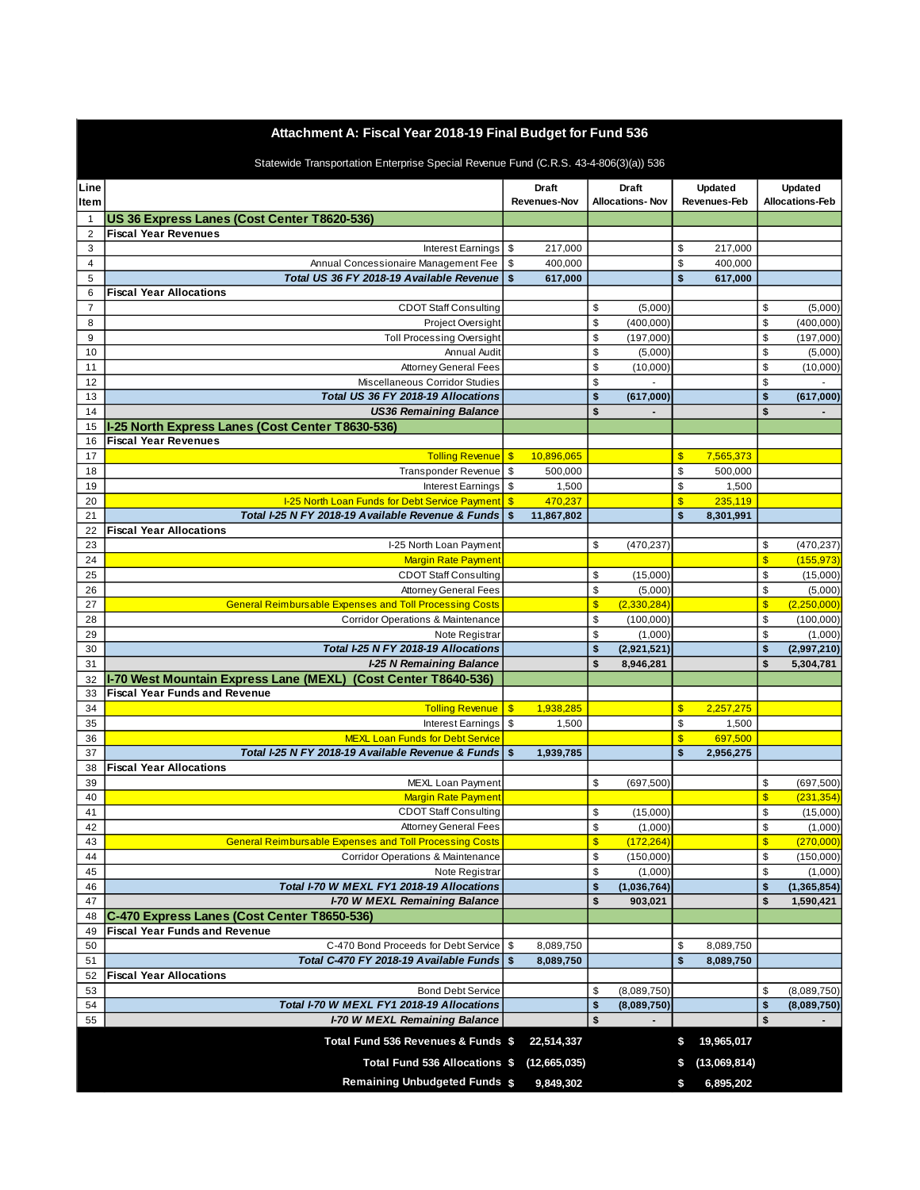# Attachment A: Fiscal Year 2018-19 Final Budget for Fund 536

Statewide Transportation Enterprise Special Revenue Fund (C.R.S. 43-4-806(3)(a)) 536

| Line Item | | Draft Revenues-Nov | Draft Allocations- Nov | Updated Revenues-Feb | Updated Allocations-Feb |
|---|---|---|---|---|---|
| 1 | **US 36 Express Lanes (Cost Center T8620-536)** | | | | |
| 2 | **Fiscal Year Revenues** | | | | |
| 3 | Interest Earnings | $ 217,000 | | $ 217,000 | |
| 4 | Annual Concessionaire Management Fee | $ 400,000 | | $ 400,000 | |
| 5 | ***Total US 36 FY 2018-19 Available Revenue*** | **$ 617,000** | | **$ 617,000** | |
| 6 | **Fiscal Year Allocations** | | | | |
| 7 | CDOT Staff Consulting | | $ (5,000) | | $ (5,000) |
| 8 | Project Oversight | | $ (400,000) | | $ (400,000) |
| 9 | Toll Processing Oversight | | $ (197,000) | | $ (197,000) |
| 10 | Annual Audit | | $ (5,000) | | $ (5,000) |
| 11 | Attorney General Fees | | $ (10,000) | | $ (10,000) |
| 12 | Miscellaneous Corridor Studies | | $ - | | $ - |
| 13 | ***Total US 36 FY 2018-19 Allocations*** | | **$ (617,000)** | | **$ (617,000)** |
| 14 | ***US36 Remaining Balance*** | | **$ -** | | **$ -** |
| 15 | **I-25 North Express Lanes (Cost Center T8630-536)** | | | | |
| 16 | **Fiscal Year Revenues** | | | | |
| 17 | Tolling Revenue | $ 10,896,065 | | $ 7,565,373 | |
| 18 | Transponder Revenue | $ 500,000 | | $ 500,000 | |
| 19 | Interest Earnings | $ 1,500 | | $ 1,500 | |
| 20 | I-25 North Loan Funds for Debt Service Payment | $ 470,237 | | $ 235,119 | |
| 21 | ***Total I-25 N FY 2018-19 Available Revenue & Funds*** | **$ 11,867,802** | | **$ 8,301,991** | |
| 22 | **Fiscal Year Allocations** | | | | |
| 23 | I-25 North Loan Payment | | $ (470,237) | | $ (470,237) |
| 24 | Margin Rate Payment | | | | $ (155,973) |
| 25 | CDOT Staff Consulting | | $ (15,000) | | $ (15,000) |
| 26 | Attorney General Fees | | $ (5,000) | | $ (5,000) |
| 27 | General Reimbursable Expenses and Toll Processing Costs | | $ (2,330,284) | | $ (2,250,000) |
| 28 | Corridor Operations & Maintenance | | $ (100,000) | | $ (100,000) |
| 29 | Note Registrar | | $ (1,000) | | $ (1,000) |
| 30 | ***Total I-25 N FY 2018-19 Allocations*** | | **$ (2,921,521)** | | **$ (2,997,210)** |
| 31 | ***I-25 N Remaining Balance*** | | **$ 8,946,281** | | **$ 5,304,781** |
| 32 | **I-70 West Mountain Express Lane (MEXL) (Cost Center T8640-536)** | | | | |
| 33 | **Fiscal Year Funds and Revenue** | | | | |
| 34 | Tolling Revenue | $ 1,938,285 | | $ 2,257,275 | |
| 35 | Interest Earnings | $ 1,500 | | $ 1,500 | |
| 36 | MEXL Loan Funds for Debt Service | | | $ 697,500 | |
| 37 | ***Total I-25 N FY 2018-19 Available Revenue & Funds*** | **$ 1,939,785** | | **$ 2,956,275** | |
| 38 | **Fiscal Year Allocations** | | | | |
| 39 | MEXL Loan Payment | | $ (697,500) | | $ (697,500) |
| 40 | Margin Rate Payment | | | | $ (231,354) |
| 41 | CDOT Staff Consulting | | $ (15,000) | | $ (15,000) |
| 42 | Attorney General Fees | | $ (1,000) | | $ (1,000) |
| 43 | General Reimbursable Expenses and Toll Processing Costs | | $ (172,264) | | $ (270,000) |
| 44 | Corridor Operations & Maintenance | | $ (150,000) | | $ (150,000) |
| 45 | Note Registrar | | $ (1,000) | | $ (1,000) |
| 46 | ***Total I-70 W MEXL FY1 2018-19 Allocations*** | | **$ (1,036,764)** | | **$ (1,365,854)** |
| 47 | ***I-70 W MEXL Remaining Balance*** | | **$ 903,021** | | **$ 1,590,421** |
| 48 | **C-470 Express Lanes (Cost Center T8650-536)** | | | | |
| 49 | **Fiscal Year Funds and Revenue** | | | | |
| 50 | C-470 Bond Proceeds for Debt Service | $ 8,089,750 | | $ 8,089,750 | |
| 51 | ***Total C-470 FY 2018-19 Available Funds*** | **$ 8,089,750** | | **$ 8,089,750** | |
| 52 | **Fiscal Year Allocations** | | | | |
| 53 | Bond Debt Service | | $ (8,089,750) | | $ (8,089,750) |
| 54 | ***Total I-70 W MEXL FY1 2018-19 Allocations*** | | **$ (8,089,750)** | | **$ (8,089,750)** |
| 55 | ***I-70 W MEXL Remaining Balance*** | | **$ -** | | **$ -** |
| | **Total Fund 536 Revenues & Funds** | **$ 22,514,337** | | **$ 19,965,017** | |
| | **Total Fund 536 Allocations** | **$ (12,665,035)** | | **$ (13,069,814)** | |
| | **Remaining Unbudgeted Funds** | **$ 9,849,302** | | **$ 6,895,202** | |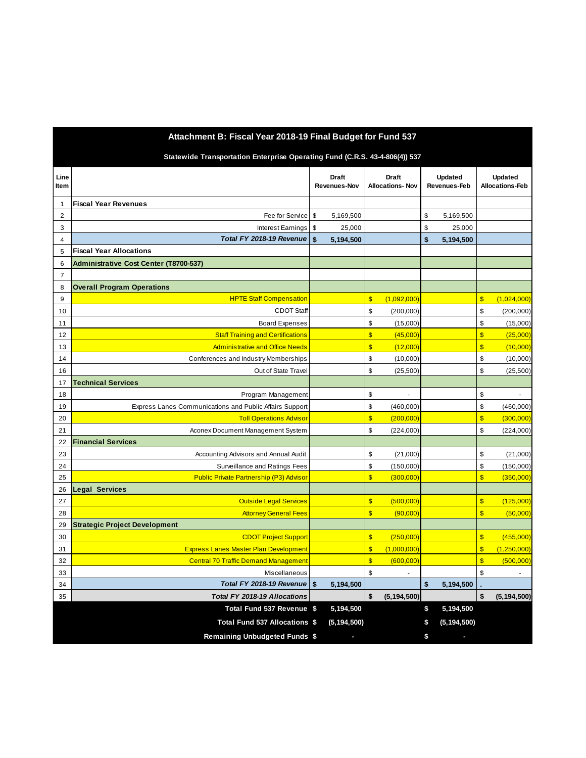# Attachment B: Fiscal Year 2018-19 Final Budget for Fund 537

## Statewide Transportation Enterprise Operating Fund (C.R.S. 43-4-806(4)) 537

| Line Item | | Draft Revenues-Nov | Draft Allocations- Nov | Updated Revenues-Feb | Updated Allocations-Feb |
|---|---|---|---|---|---|
| 1 | **Fiscal Year Revenues** | | | | |
| 2 | Fee for Service | $ 5,169,500 | | $ 5,169,500 | |
| 3 | Interest Earnings | $ 25,000 | | $ 25,000 | |
| 4 | ***Total FY 2018-19 Revenue*** | **$ 5,194,500** | | **$ 5,194,500** | |
| 5 | **Fiscal Year Allocations** | | | | |
| 6 | **Administrative Cost Center (T8700-537)** | | | | |
| 7 | | | | | |
| 8 | **Overall Program Operations** | | | | |
| 9 | HPTE Staff Compensation | | $ (1,092,000) | | $ (1,024,000) |
| 10 | CDOT Staff | | $ (200,000) | | $ (200,000) |
| 11 | Board Expenses | | $ (15,000) | | $ (15,000) |
| 12 | Staff Training and Certifications | | $ (45,000) | | $ (25,000) |
| 13 | Administrative and Office Needs | | $ (12,000) | | $ (10,000) |
| 14 | Conferences and Industry Memberships | | $ (10,000) | | $ (10,000) |
| 16 | Out of State Travel | | $ (25,500) | | $ (25,500) |
| 17 | **Technical Services** | | | | |
| 18 | Program Management | | $ - | | $ - |
| 19 | Express Lanes Communications and Public Affairs Support | | $ (460,000) | | $ (460,000) |
| 20 | Toll Operations Advisor | | $ (200,000) | | $ (300,000) |
| 21 | Aconex Document Management System | | $ (224,000) | | $ (224,000) |
| 22 | **Financial Services** | | | | |
| 23 | Accounting Advisors and Annual Audit | | $ (21,000) | | $ (21,000) |
| 24 | Surveillance and Ratings Fees | | $ (150,000) | | $ (150,000) |
| 25 | Public Private Partnership (P3) Advisor | | $ (300,000) | | $ (350,000) |
| 26 | **Legal Services** | | | | |
| 27 | Outside Legal Services | | $ (500,000) | | $ (125,000) |
| 28 | Attorney General Fees | | $ (90,000) | | $ (50,000) |
| 29 | **Strategic Project Development** | | | | |
| 30 | CDOT Project Support | | $ (250,000) | | $ (455,000) |
| 31 | Express Lanes Master Plan Development | | $ (1,000,000) | | $ (1,250,000) |
| 32 | Central 70 Traffic Demand Management | | $ (600,000) | | $ (500,000) |
| 33 | Miscellaneous | | $ - | | $ - |
| 34 | ***Total FY 2018-19 Revenue*** | **$ 5,194,500** | | **$ 5,194,500** | . |
| 35 | ***Total FY 2018-19 Allocations*** | | **$ (5,194,500)** | | **$ (5,194,500)** |
| | **Total Fund 537 Revenue $** | **5,194,500** | | **$ 5,194,500** | |
| | **Total Fund 537 Allocations $** | **(5,194,500)** | | **$ (5,194,500)** | |
| | **Remaining Unbudgeted Funds $** | **-** | | **$ -** | |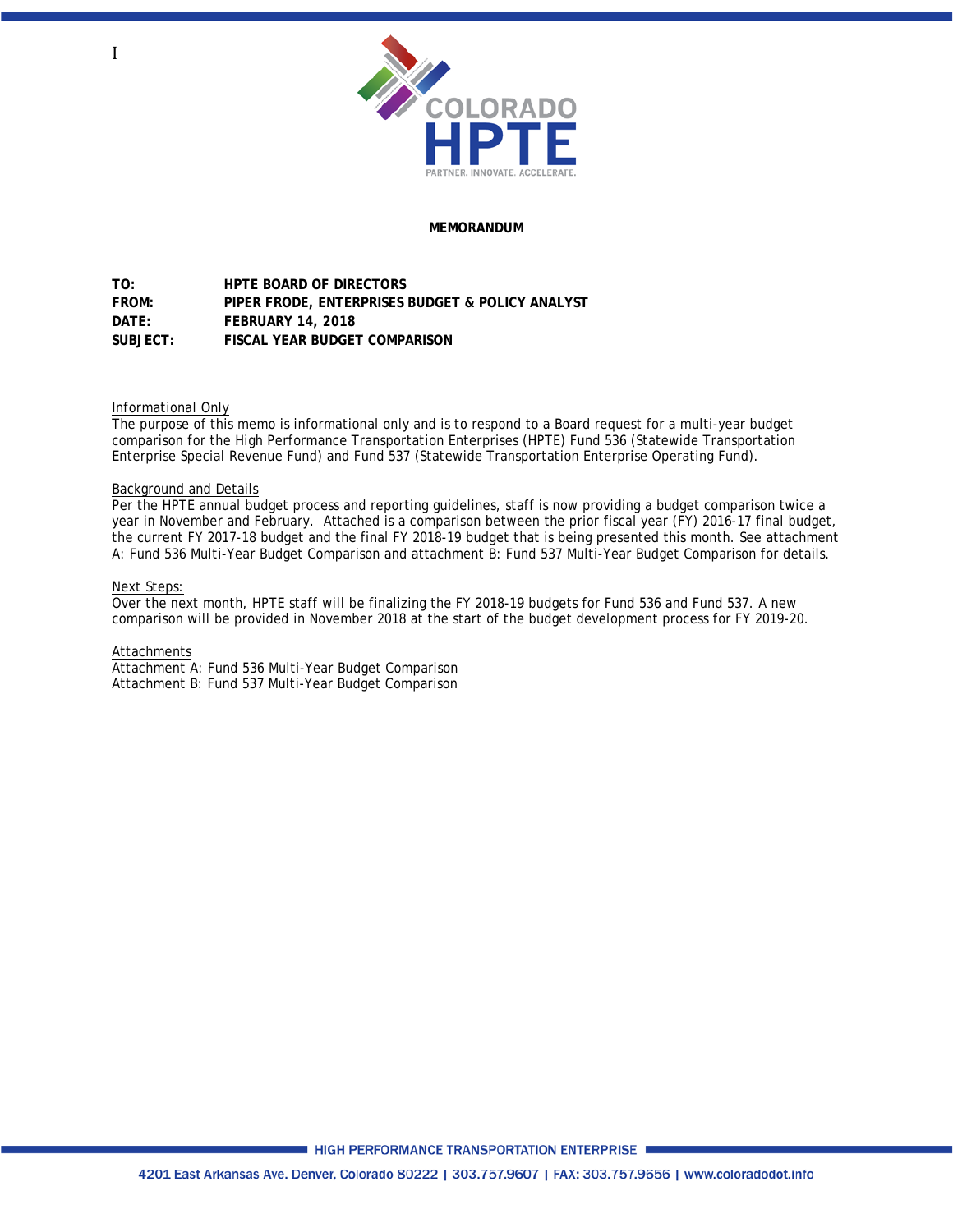I

# MEMORANDUM

**TO:** HPTE BOARD OF DIRECTORS
**FROM:** PIPER FRODE, ENTERPRISES BUDGET & POLICY ANALYST
**DATE:** FEBRUARY 14, 2018
**SUBJECT:** FISCAL YEAR BUDGET COMPARISON

---

Informational Only

The purpose of this memo is informational only and is to respond to a Board request for a multi-year budget comparison for the High Performance Transportation Enterprises (HPTE) Fund 536 (Statewide Transportation Enterprise Special Revenue Fund) and Fund 537 (Statewide Transportation Enterprise Operating Fund).

Background and Details

Per the HPTE annual budget process and reporting guidelines, staff is now providing a budget comparison twice a year in November and February. Attached is a comparison between the prior fiscal year (FY) 2016-17 final budget, the current FY 2017-18 budget and the final FY 2018-19 budget that is being presented this month. See attachment A: Fund 536 Multi-Year Budget Comparison and attachment B: Fund 537 Multi-Year Budget Comparison for details.

Next Steps:

Over the next month, HPTE staff will be finalizing the FY 2018-19 budgets for Fund 536 and Fund 537. A new comparison will be provided in November 2018 at the start of the budget development process for FY 2019-20.

Attachments

Attachment A: Fund 536 Multi-Year Budget Comparison
Attachment B: Fund 537 Multi-Year Budget Comparison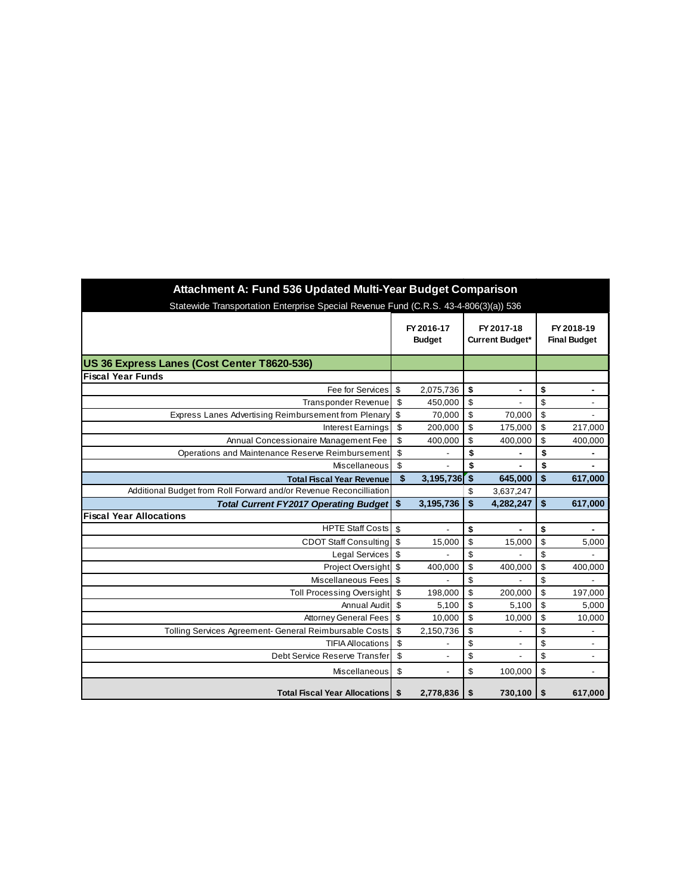## Attachment A: Fund 536 Updated Multi-Year Budget Comparison

Statewide Transportation Enterprise Special Revenue Fund (C.R.S. 43-4-806(3)(a)) 536

| | FY 2016-17 Budget | FY 2017-18 Current Budget* | FY 2018-19 Final Budget |
|---|---|---|---|
| **US 36 Express Lanes (Cost Center T8620-536)** | | | |
| **Fiscal Year Funds** | | | |
| Fee for Services | $ 2,075,736 | **$ -** | **$ -** |
| Transponder Revenue | $ 450,000 | $ - | $ - |
| Express Lanes Advertising Reimbursement from Plenary | $ 70,000 | $ 70,000 | $ - |
| Interest Earnings | $ 200,000 | $ 175,000 | $ 217,000 |
| Annual Concessionaire Management Fee | $ 400,000 | $ 400,000 | $ 400,000 |
| Operations and Maintenance Reserve Reimbursement | $ - | **$ -** | **$ -** |
| Miscellaneous | $ - | **$ -** | **$ -** |
| **Total Fiscal Year Revenue** | **$ 3,195,736** | **$ 645,000** | **$ 617,000** |
| Additional Budget from Roll Forward and/or Revenue Reconcilliation | | $ 3,637,247 | |
| ***Total Current FY2017 Operating Budget*** | **$ 3,195,736** | **$ 4,282,247** | **$ 617,000** |
| **Fiscal Year Allocations** | | | |
| HPTE Staff Costs | $ - | **$ -** | **$ -** |
| CDOT Staff Consulting | $ 15,000 | $ 15,000 | $ 5,000 |
| Legal Services | $ - | $ - | $ - |
| Project Oversight | $ 400,000 | $ 400,000 | $ 400,000 |
| Miscellaneous Fees | $ - | $ - | $ - |
| Toll Processing Oversight | $ 198,000 | $ 200,000 | $ 197,000 |
| Annual Audit | $ 5,100 | $ 5,100 | $ 5,000 |
| Attorney General Fees | $ 10,000 | $ 10,000 | $ 10,000 |
| Tolling Services Agreement- General Reimbursable Costs | $ 2,150,736 | $ - | $ - |
| TIFIA Allocations | $ - | $ - | $ - |
| Debt Service Reserve Transfer | $ - | $ - | $ - |
| Miscellaneous | $ - | $ 100,000 | $ - |
| **Total Fiscal Year Allocations** | **$ 2,778,836** | **$ 730,100** | **$ 617,000** |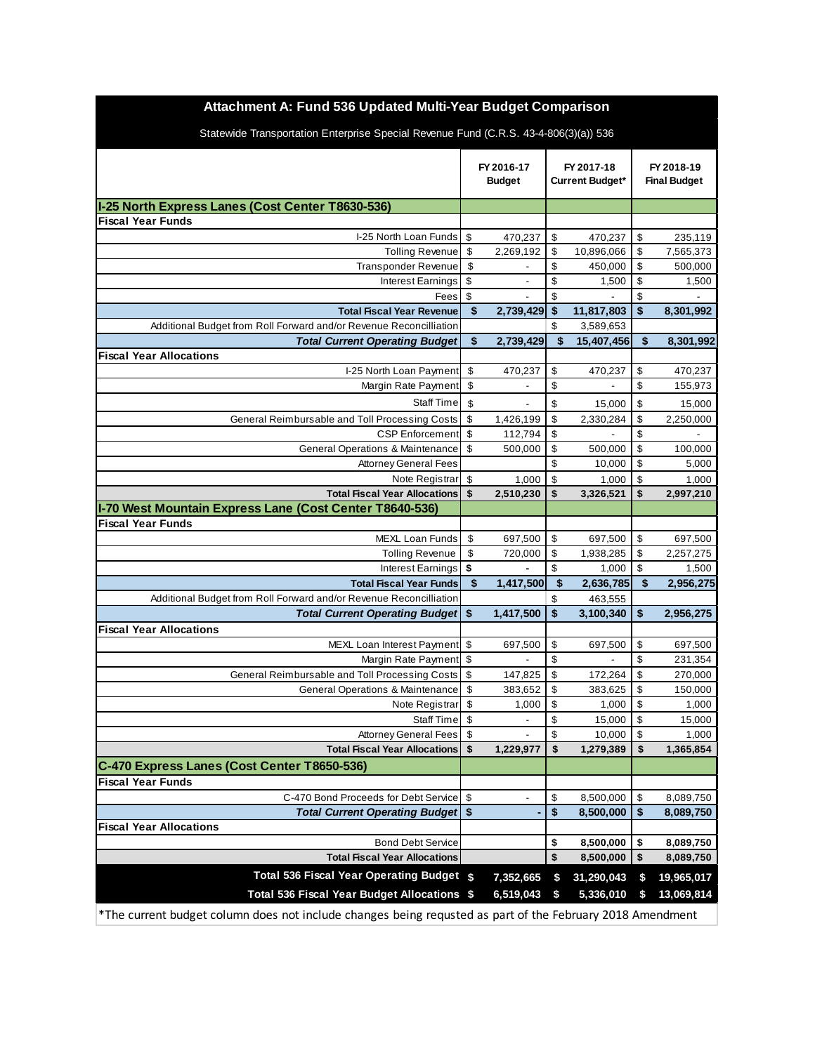# Attachment A: Fund 536 Updated Multi-Year Budget Comparison

Statewide Transportation Enterprise Special Revenue Fund (C.R.S. 43-4-806(3)(a)) 536

| | FY 2016-17 Budget | FY 2017-18 Current Budget* | FY 2018-19 Final Budget |
|---|---|---|---|
| **I-25 North Express Lanes (Cost Center T8630-536)** | | | |
| **Fiscal Year Funds** | | | |
| I-25 North Loan Funds | $ 470,237 | $ 470,237 | $ 235,119 |
| Tolling Revenue | $ 2,269,192 | $ 10,896,066 | $ 7,565,373 |
| Transponder Revenue | $ - | $ 450,000 | $ 500,000 |
| Interest Earnings | $ - | $ 1,500 | $ 1,500 |
| Fees | $ - | $ - | $ - |
| **Total Fiscal Year Revenue** | **$ 2,739,429** | **$ 11,817,803** | **$ 8,301,992** |
| Additional Budget from Roll Forward and/or Revenue Reconcilliation | | $ 3,589,653 | |
| ***Total Current Operating Budget*** | **$ 2,739,429** | **$ 15,407,456** | **$ 8,301,992** |
| **Fiscal Year Allocations** | | | |
| I-25 North Loan Payment | $ 470,237 | $ 470,237 | $ 470,237 |
| Margin Rate Payment | $ - | $ - | $ 155,973 |
| Staff Time | $ - | $ 15,000 | $ 15,000 |
| General Reimbursable and Toll Processing Costs | $ 1,426,199 | $ 2,330,284 | $ 2,250,000 |
| CSP Enforcement | $ 112,794 | $ - | $ - |
| General Operations & Maintenance | $ 500,000 | $ 500,000 | $ 100,000 |
| Attorney General Fees | | $ 10,000 | $ 5,000 |
| Note Registrar | $ 1,000 | $ 1,000 | $ 1,000 |
| **Total Fiscal Year Allocations** | **$ 2,510,230** | **$ 3,326,521** | **$ 2,997,210** |
| **I-70 West Mountain Express Lane (Cost Center T8640-536)** | | | |
| **Fiscal Year Funds** | | | |
| MEXL Loan Funds | $ 697,500 | $ 697,500 | $ 697,500 |
| Tolling Revenue | $ 720,000 | $ 1,938,285 | $ 2,257,275 |
| Interest Earnings | $ - | $ 1,000 | $ 1,500 |
| **Total Fiscal Year Funds** | **$ 1,417,500** | **$ 2,636,785** | **$ 2,956,275** |
| Additional Budget from Roll Forward and/or Revenue Reconcilliation | | $ 463,555 | |
| ***Total Current Operating Budget*** | **$ 1,417,500** | **$ 3,100,340** | **$ 2,956,275** |
| **Fiscal Year Allocations** | | | |
| MEXL Loan Interest Payment | $ 697,500 | $ 697,500 | $ 697,500 |
| Margin Rate Payment | $ - | $ - | $ 231,354 |
| General Reimbursable and Toll Processing Costs | $ 147,825 | $ 172,264 | $ 270,000 |
| General Operations & Maintenance | $ 383,652 | $ 383,625 | $ 150,000 |
| Note Registrar | $ 1,000 | $ 1,000 | $ 1,000 |
| Staff Time | $ - | $ 15,000 | $ 15,000 |
| Attorney General Fees | $ - | $ 10,000 | $ 1,000 |
| **Total Fiscal Year Allocations** | **$ 1,229,977** | **$ 1,279,389** | **$ 1,365,854** |
| **C-470 Express Lanes (Cost Center T8650-536)** | | | |
| **Fiscal Year Funds** | | | |
| C-470 Bond Proceeds for Debt Service | $ - | $ 8,500,000 | $ 8,089,750 |
| ***Total Current Operating Budget*** | **$ -** | **$ 8,500,000** | **$ 8,089,750** |
| **Fiscal Year Allocations** | | | |
| Bond Debt Service | | **$ 8,500,000** | **$ 8,089,750** |
| **Total Fiscal Year Allocations** | | **$ 8,500,000** | **$ 8,089,750** |
| **Total 536 Fiscal Year Operating Budget** | **$ 7,352,665** | **$ 31,290,043** | **$ 19,965,017** |
| **Total 536 Fiscal Year Budget Allocations** | **$ 6,519,043** | **$ 5,336,010** | **$ 13,069,814** |

*The current budget column does not include changes being requsted as part of the February 2018 Amendment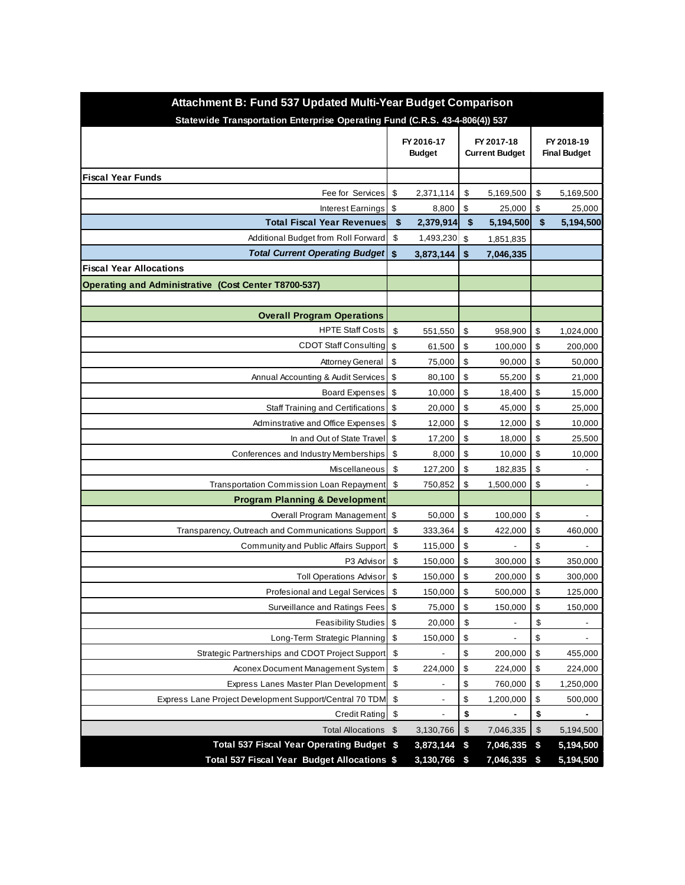## Attachment B: Fund 537 Updated Multi-Year Budget Comparison

**Statewide Transportation Enterprise Operating Fund (C.R.S. 43-4-806(4)) 537**

| | FY 2016-17 Budget | FY 2017-18 Current Budget | FY 2018-19 Final Budget |
|---|---|---|---|
| **Fiscal Year Funds** | | | |
| Fee for Services | $ 2,371,114 | $ 5,169,500 | $ 5,169,500 |
| Interest Earnings | $ 8,800 | $ 25,000 | $ 25,000 |
| **Total Fiscal Year Revenues** | **$ 2,379,914** | **$ 5,194,500** | **$ 5,194,500** |
| Additional Budget from Roll Forward | $ 1,493,230 | $ 1,851,835 | |
| ***Total Current Operating Budget*** | **$ 3,873,144** | **$ 7,046,335** | |
| **Fiscal Year Allocations** | | | |
| **Operating and Administrative (Cost Center T8700-537)** | | | |
| | | | |
| **Overall Program Operations** | | | |
| HPTE Staff Costs | $ 551,550 | $ 958,900 | $ 1,024,000 |
| CDOT Staff Consulting | $ 61,500 | $ 100,000 | $ 200,000 |
| Attorney General | $ 75,000 | $ 90,000 | $ 50,000 |
| Annual Accounting & Audit Services | $ 80,100 | $ 55,200 | $ 21,000 |
| Board Expenses | $ 10,000 | $ 18,400 | $ 15,000 |
| Staff Training and Certifications | $ 20,000 | $ 45,000 | $ 25,000 |
| Adminstrative and Office Expenses | $ 12,000 | $ 12,000 | $ 10,000 |
| In and Out of State Travel | $ 17,200 | $ 18,000 | $ 25,500 |
| Conferences and Industry Memberships | $ 8,000 | $ 10,000 | $ 10,000 |
| Miscellaneous | $ 127,200 | $ 182,835 | $ - |
| Transportation Commission Loan Repayment | $ 750,852 | $ 1,500,000 | $ - |
| **Program Planning & Development** | | | |
| Overall Program Management | $ 50,000 | $ 100,000 | $ - |
| Transparency, Outreach and Communications Support | $ 333,364 | $ 422,000 | $ 460,000 |
| Community and Public Affairs Support | $ 115,000 | $ - | $ - |
| P3 Advisor | $ 150,000 | $ 300,000 | $ 350,000 |
| Toll Operations Advisor | $ 150,000 | $ 200,000 | $ 300,000 |
| Profesional and Legal Services | $ 150,000 | $ 500,000 | $ 125,000 |
| Surveillance and Ratings Fees | $ 75,000 | $ 150,000 | $ 150,000 |
| Feasibility Studies | $ 20,000 | $ - | $ - |
| Long-Term Strategic Planning | $ 150,000 | $ - | $ - |
| Strategic Partnerships and CDOT Project Support | $ - | $ 200,000 | $ 455,000 |
| Aconex Document Management System | $ 224,000 | $ 224,000 | $ 224,000 |
| Express Lanes Master Plan Development | $ - | $ 760,000 | $ 1,250,000 |
| Express Lane Project Development Support/Central 70 TDM | $ - | $ 1,200,000 | $ 500,000 |
| Credit Rating | $ - | $ - | $ - |
| Total Allocations | $ 3,130,766 | $ 7,046,335 | $ 5,194,500 |
| **Total 537 Fiscal Year Operating Budget** | **$ 3,873,144** | **$ 7,046,335** | **$ 5,194,500** |
| **Total 537 Fiscal Year Budget Allocations** | **$ 3,130,766** | **$ 7,046,335** | **$ 5,194,500** |